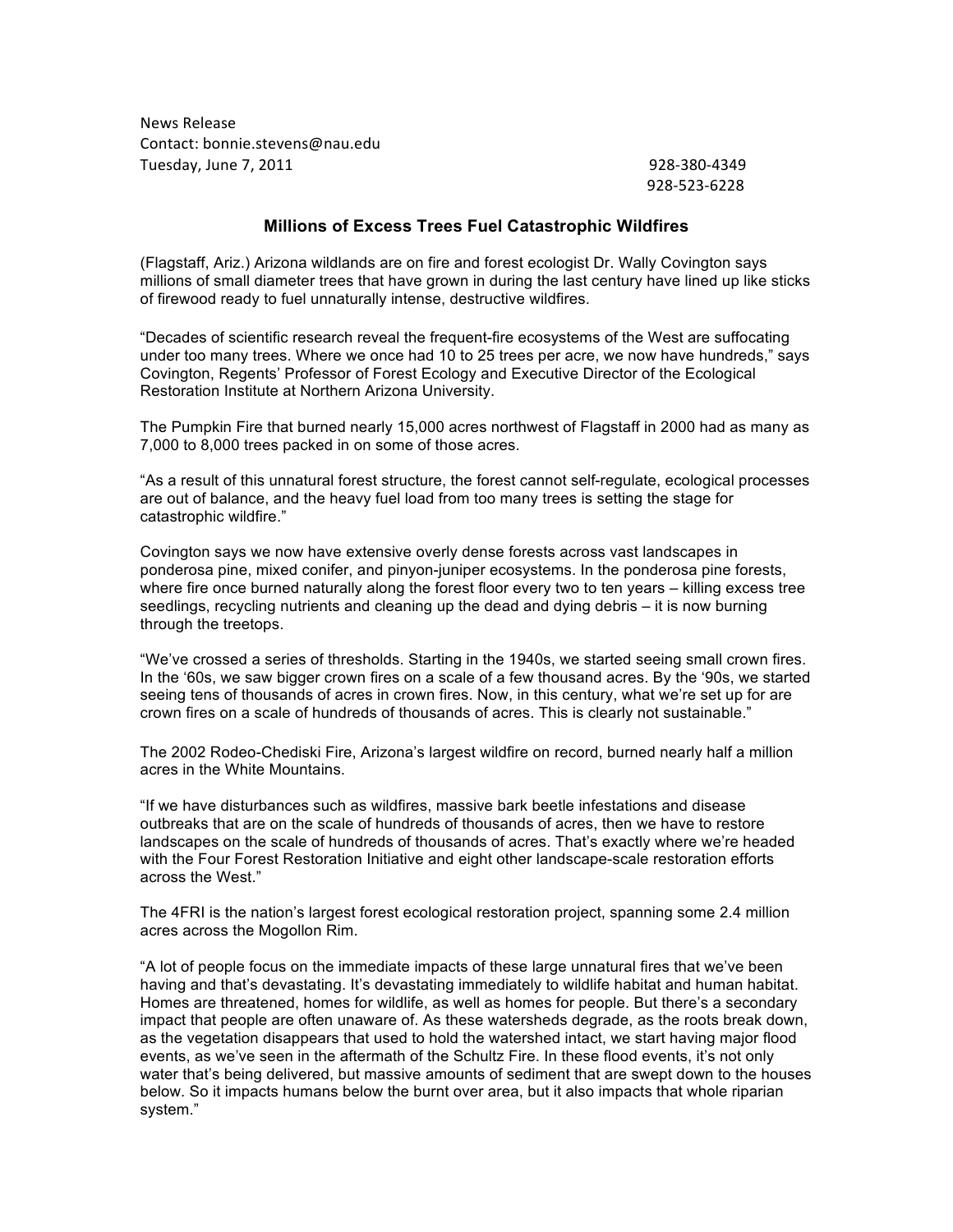News Release
Contact: bonnie.stevens@nau.edu
Tuesday, June 7, 2011

928-380-4349
928-523-6228

## Millions of Excess Trees Fuel Catastrophic Wildfires

(Flagstaff, Ariz.) Arizona wildlands are on fire and forest ecologist Dr. Wally Covington says millions of small diameter trees that have grown in during the last century have lined up like sticks of firewood ready to fuel unnaturally intense, destructive wildfires.

"Decades of scientific research reveal the frequent-fire ecosystems of the West are suffocating under too many trees. Where we once had 10 to 25 trees per acre, we now have hundreds," says Covington, Regents' Professor of Forest Ecology and Executive Director of the Ecological Restoration Institute at Northern Arizona University.

The Pumpkin Fire that burned nearly 15,000 acres northwest of Flagstaff in 2000 had as many as 7,000 to 8,000 trees packed in on some of those acres.

"As a result of this unnatural forest structure, the forest cannot self-regulate, ecological processes are out of balance, and the heavy fuel load from too many trees is setting the stage for catastrophic wildfire."

Covington says we now have extensive overly dense forests across vast landscapes in ponderosa pine, mixed conifer, and pinyon-juniper ecosystems. In the ponderosa pine forests, where fire once burned naturally along the forest floor every two to ten years – killing excess tree seedlings, recycling nutrients and cleaning up the dead and dying debris – it is now burning through the treetops.

"We've crossed a series of thresholds. Starting in the 1940s, we started seeing small crown fires. In the '60s, we saw bigger crown fires on a scale of a few thousand acres. By the '90s, we started seeing tens of thousands of acres in crown fires. Now, in this century, what we're set up for are crown fires on a scale of hundreds of thousands of acres. This is clearly not sustainable."

The 2002 Rodeo-Chediski Fire, Arizona's largest wildfire on record, burned nearly half a million acres in the White Mountains.

"If we have disturbances such as wildfires, massive bark beetle infestations and disease outbreaks that are on the scale of hundreds of thousands of acres, then we have to restore landscapes on the scale of hundreds of thousands of acres. That's exactly where we're headed with the Four Forest Restoration Initiative and eight other landscape-scale restoration efforts across the West."

The 4FRI is the nation's largest forest ecological restoration project, spanning some 2.4 million acres across the Mogollon Rim.

"A lot of people focus on the immediate impacts of these large unnatural fires that we've been having and that's devastating. It's devastating immediately to wildlife habitat and human habitat. Homes are threatened, homes for wildlife, as well as homes for people. But there's a secondary impact that people are often unaware of. As these watersheds degrade, as the roots break down, as the vegetation disappears that used to hold the watershed intact, we start having major flood events, as we've seen in the aftermath of the Schultz Fire. In these flood events, it's not only water that's being delivered, but massive amounts of sediment that are swept down to the houses below. So it impacts humans below the burnt over area, but it also impacts that whole riparian system."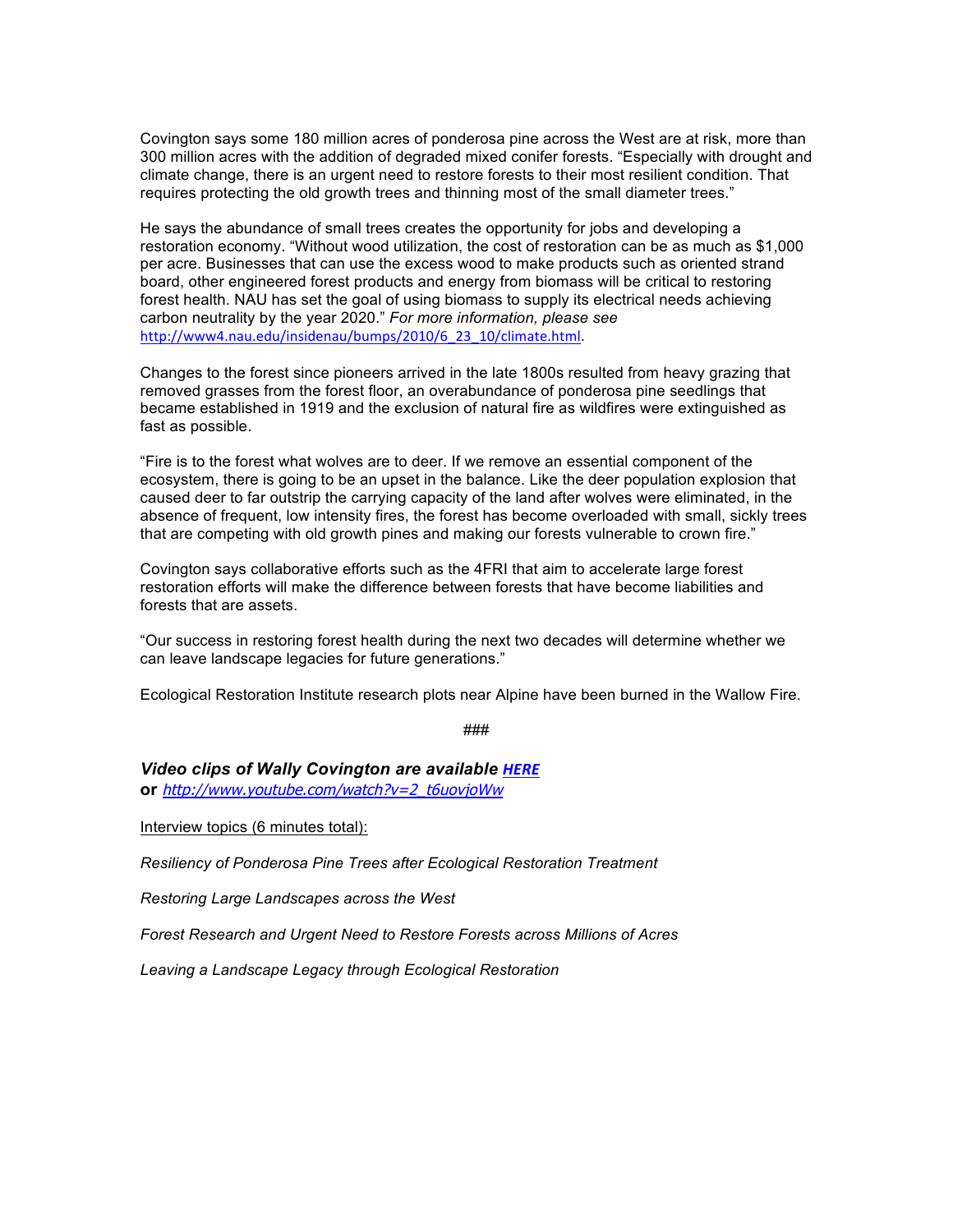Covington says some 180 million acres of ponderosa pine across the West are at risk, more than 300 million acres with the addition of degraded mixed conifer forests. "Especially with drought and climate change, there is an urgent need to restore forests to their most resilient condition. That requires protecting the old growth trees and thinning most of the small diameter trees."

He says the abundance of small trees creates the opportunity for jobs and developing a restoration economy. "Without wood utilization, the cost of restoration can be as much as $1,000 per acre. Businesses that can use the excess wood to make products such as oriented strand board, other engineered forest products and energy from biomass will be critical to restoring forest health. NAU has set the goal of using biomass to supply its electrical needs achieving carbon neutrality by the year 2020." *For more information, please see* http://www4.nau.edu/insidenau/bumps/2010/6_23_10/climate.html.

Changes to the forest since pioneers arrived in the late 1800s resulted from heavy grazing that removed grasses from the forest floor, an overabundance of ponderosa pine seedlings that became established in 1919 and the exclusion of natural fire as wildfires were extinguished as fast as possible.

"Fire is to the forest what wolves are to deer. If we remove an essential component of the ecosystem, there is going to be an upset in the balance. Like the deer population explosion that caused deer to far outstrip the carrying capacity of the land after wolves were eliminated, in the absence of frequent, low intensity fires, the forest has become overloaded with small, sickly trees that are competing with old growth pines and making our forests vulnerable to crown fire."

Covington says collaborative efforts such as the 4FRI that aim to accelerate large forest restoration efforts will make the difference between forests that have become liabilities and forests that are assets.

"Our success in restoring forest health during the next two decades will determine whether we can leave landscape legacies for future generations."

Ecological Restoration Institute research plots near Alpine have been burned in the Wallow Fire.

###

***Video clips of Wally Covington are available [HERE](http://www.youtube.com/watch?v=2_t6uovjoWw)***
**or** *http://www.youtube.com/watch?v=2_t6uovjoWw*

Interview topics (6 minutes total):

*Resiliency of Ponderosa Pine Trees after Ecological Restoration Treatment*

*Restoring Large Landscapes across the West*

*Forest Research and Urgent Need to Restore Forests across Millions of Acres*

*Leaving a Landscape Legacy through Ecological Restoration*